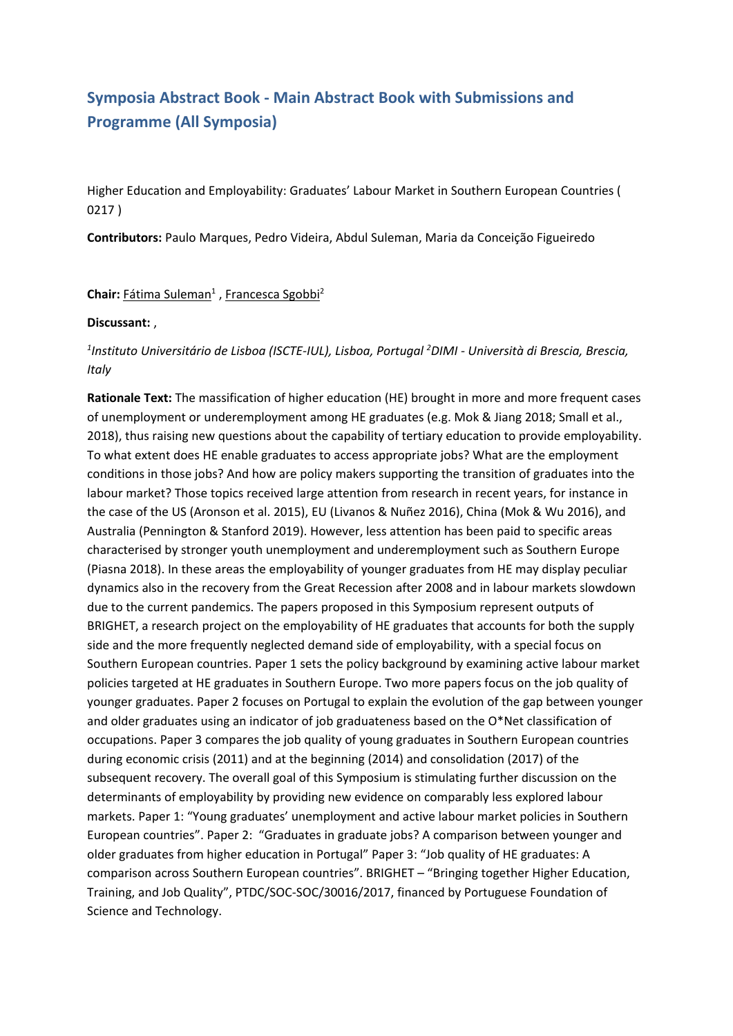# Symposia Abstract Book - Main Abstract Book with Submissions and Programme (All Symposia)

Higher Education and Employability: Graduates' Labour Market in Southern European Countries ( 0217 )

**Contributors:** Paulo Marques, Pedro Videira, Abdul Suleman, Maria da Conceição Figueiredo

**Chair:** Fátima Suleman[1] , Francesca Sgobbi[2]

**Discussant:** ,

*[1]Instituto Universitário de Lisboa (ISCTE-IUL), Lisboa, Portugal [2]DIMI - Università di Brescia, Brescia, Italy*

**Rationale Text:** The massification of higher education (HE) brought in more and more frequent cases of unemployment or underemployment among HE graduates (e.g. Mok & Jiang 2018; Small et al., 2018), thus raising new questions about the capability of tertiary education to provide employability. To what extent does HE enable graduates to access appropriate jobs? What are the employment conditions in those jobs? And how are policy makers supporting the transition of graduates into the labour market? Those topics received large attention from research in recent years, for instance in the case of the US (Aronson et al. 2015), EU (Livanos & Nuñez 2016), China (Mok & Wu 2016), and Australia (Pennington & Stanford 2019). However, less attention has been paid to specific areas characterised by stronger youth unemployment and underemployment such as Southern Europe (Piasna 2018). In these areas the employability of younger graduates from HE may display peculiar dynamics also in the recovery from the Great Recession after 2008 and in labour markets slowdown due to the current pandemics. The papers proposed in this Symposium represent outputs of BRIGHET, a research project on the employability of HE graduates that accounts for both the supply side and the more frequently neglected demand side of employability, with a special focus on Southern European countries. Paper 1 sets the policy background by examining active labour market policies targeted at HE graduates in Southern Europe. Two more papers focus on the job quality of younger graduates. Paper 2 focuses on Portugal to explain the evolution of the gap between younger and older graduates using an indicator of job graduateness based on the O*Net classification of occupations. Paper 3 compares the job quality of young graduates in Southern European countries during economic crisis (2011) and at the beginning (2014) and consolidation (2017) of the subsequent recovery. The overall goal of this Symposium is stimulating further discussion on the determinants of employability by providing new evidence on comparably less explored labour markets. Paper 1: "Young graduates' unemployment and active labour market policies in Southern European countries". Paper 2: "Graduates in graduate jobs? A comparison between younger and older graduates from higher education in Portugal" Paper 3: "Job quality of HE graduates: A comparison across Southern European countries". BRIGHET – "Bringing together Higher Education, Training, and Job Quality", PTDC/SOC-SOC/30016/2017, financed by Portuguese Foundation of Science and Technology.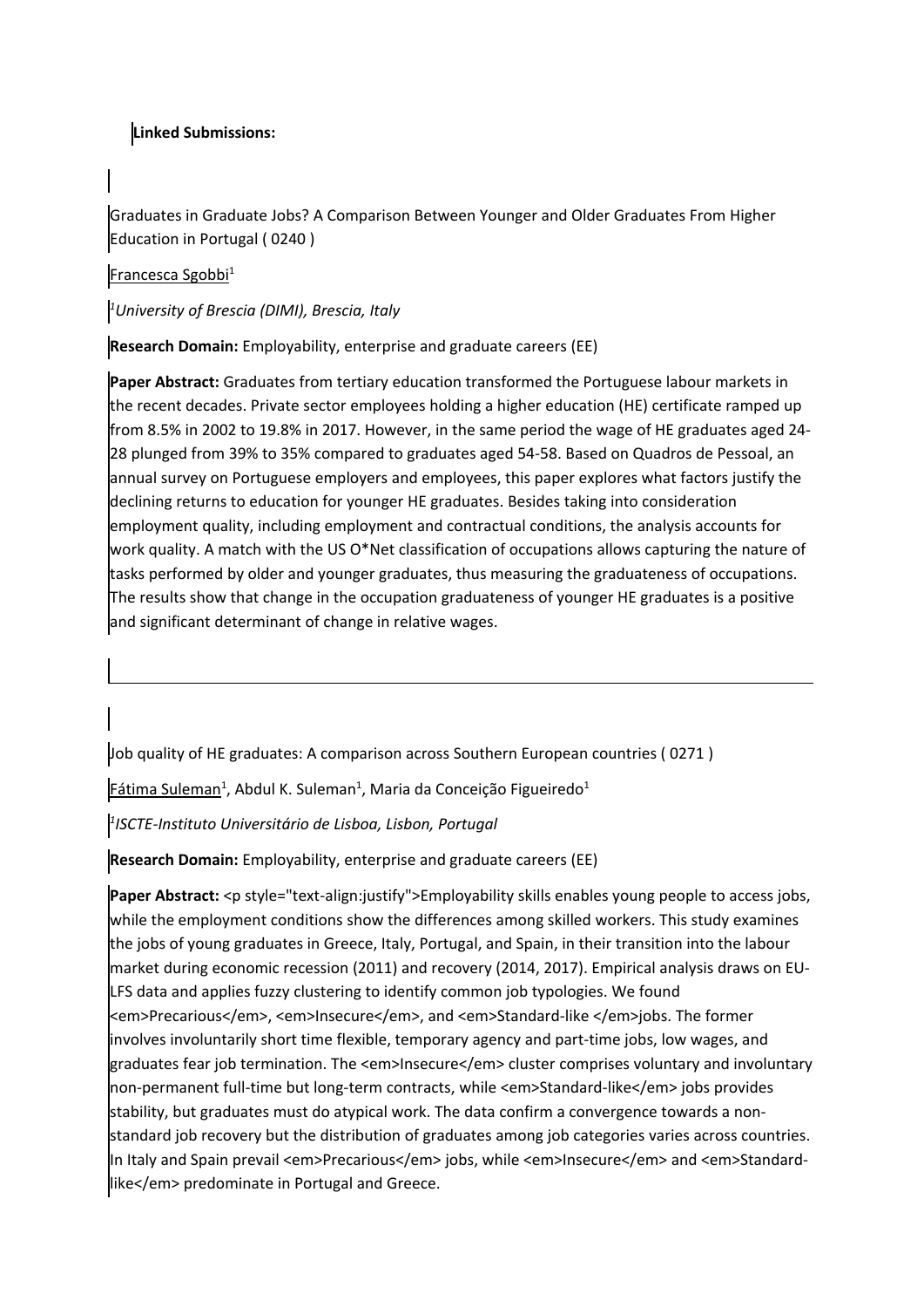**Linked Submissions:**

Graduates in Graduate Jobs? A Comparison Between Younger and Older Graduates From Higher Education in Portugal ( 0240 )

Francesca Sgobbi[1]

*[1]University of Brescia (DIMI), Brescia, Italy*

**Research Domain:** Employability, enterprise and graduate careers (EE)

**Paper Abstract:** Graduates from tertiary education transformed the Portuguese labour markets in the recent decades. Private sector employees holding a higher education (HE) certificate ramped up from 8.5% in 2002 to 19.8% in 2017. However, in the same period the wage of HE graduates aged 24-28 plunged from 39% to 35% compared to graduates aged 54-58. Based on Quadros de Pessoal, an annual survey on Portuguese employers and employees, this paper explores what factors justify the declining returns to education for younger HE graduates. Besides taking into consideration employment quality, including employment and contractual conditions, the analysis accounts for work quality. A match with the US O*Net classification of occupations allows capturing the nature of tasks performed by older and younger graduates, thus measuring the graduateness of occupations. The results show that change in the occupation graduateness of younger HE graduates is a positive and significant determinant of change in relative wages.

---

Job quality of HE graduates: A comparison across Southern European countries ( 0271 )

Fátima Suleman[1], Abdul K. Suleman[1], Maria da Conceição Figueiredo[1]

*[1]ISCTE-Instituto Universitário de Lisboa, Lisbon, Portugal*

**Research Domain:** Employability, enterprise and graduate careers (EE)

**Paper Abstract:** <p style="text-align:justify">Employability skills enables young people to access jobs, while the employment conditions show the differences among skilled workers. This study examines the jobs of young graduates in Greece, Italy, Portugal, and Spain, in their transition into the labour market during economic recession (2011) and recovery (2014, 2017). Empirical analysis draws on EU-LFS data and applies fuzzy clustering to identify common job typologies. We found <em>Precarious</em>, <em>Insecure</em>, and <em>Standard-like </em>jobs. The former involves involuntarily short time flexible, temporary agency and part-time jobs, low wages, and graduates fear job termination. The <em>Insecure</em> cluster comprises voluntary and involuntary non-permanent full-time but long-term contracts, while <em>Standard-like</em> jobs provides stability, but graduates must do atypical work. The data confirm a convergence towards a non-standard job recovery but the distribution of graduates among job categories varies across countries. In Italy and Spain prevail <em>Precarious</em> jobs, while <em>Insecure</em> and <em>Standard-like</em> predominate in Portugal and Greece.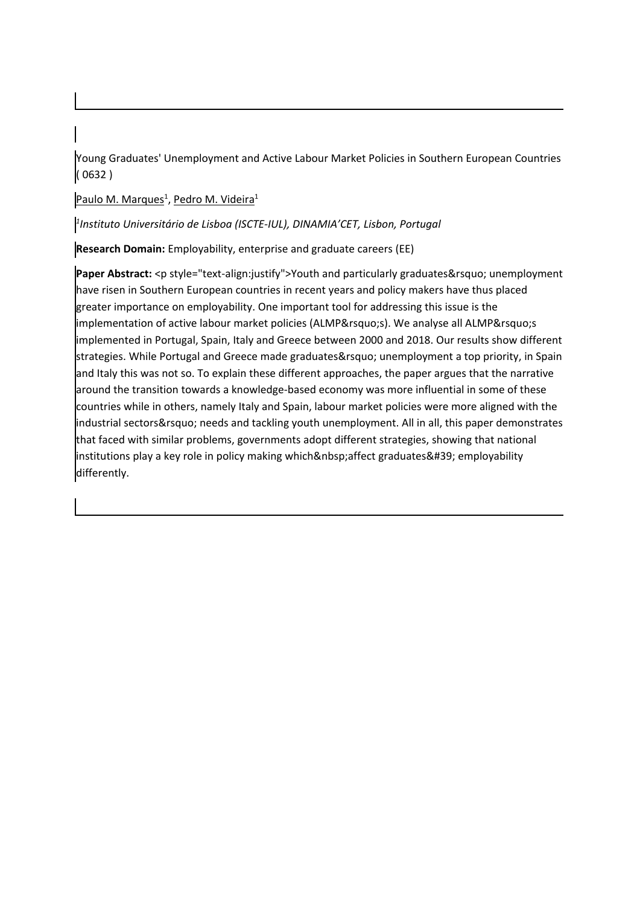Young Graduates' Unemployment and Active Labour Market Policies in Southern European Countries ( 0632 )

Paulo M. Marques[1], Pedro M. Videira[1]

[1]*Instituto Universitário de Lisboa (ISCTE-IUL), DINAMIA'CET, Lisbon, Portugal*

**Research Domain:** Employability, enterprise and graduate careers (EE)

**Paper Abstract:** <p style="text-align:justify">Youth and particularly graduates&rsquo; unemployment have risen in Southern European countries in recent years and policy makers have thus placed greater importance on employability. One important tool for addressing this issue is the implementation of active labour market policies (ALMP&rsquo;s). We analyse all ALMP&rsquo;s implemented in Portugal, Spain, Italy and Greece between 2000 and 2018. Our results show different strategies. While Portugal and Greece made graduates&rsquo; unemployment a top priority, in Spain and Italy this was not so. To explain these different approaches, the paper argues that the narrative around the transition towards a knowledge-based economy was more influential in some of these countries while in others, namely Italy and Spain, labour market policies were more aligned with the industrial sectors&rsquo; needs and tackling youth unemployment. All in all, this paper demonstrates that faced with similar problems, governments adopt different strategies, showing that national institutions play a key role in policy making which&nbsp;affect graduates&#39; employability differently.